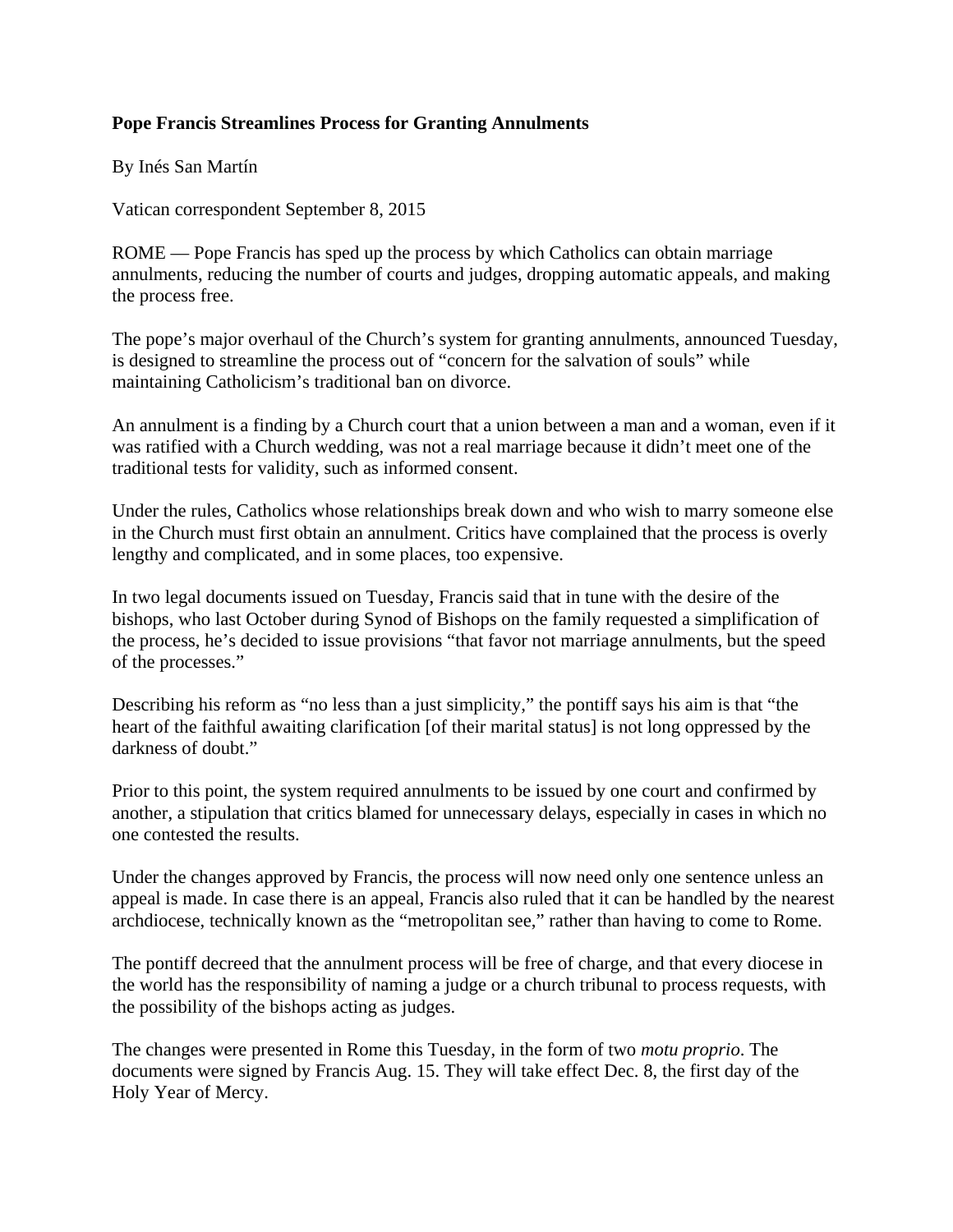**Pope Francis Streamlines Process for Granting Annulments**

By Inés San Martín

Vatican correspondent September 8, 2015

ROME — Pope Francis has sped up the process by which Catholics can obtain marriage annulments, reducing the number of courts and judges, dropping automatic appeals, and making the process free.

The pope's major overhaul of the Church's system for granting annulments, announced Tuesday, is designed to streamline the process out of "concern for the salvation of souls" while maintaining Catholicism's traditional ban on divorce.

An annulment is a finding by a Church court that a union between a man and a woman, even if it was ratified with a Church wedding, was not a real marriage because it didn't meet one of the traditional tests for validity, such as informed consent.

Under the rules, Catholics whose relationships break down and who wish to marry someone else in the Church must first obtain an annulment. Critics have complained that the process is overly lengthy and complicated, and in some places, too expensive.

In two legal documents issued on Tuesday, Francis said that in tune with the desire of the bishops, who last October during Synod of Bishops on the family requested a simplification of the process, he's decided to issue provisions "that favor not marriage annulments, but the speed of the processes."

Describing his reform as "no less than a just simplicity," the pontiff says his aim is that "the heart of the faithful awaiting clarification [of their marital status] is not long oppressed by the darkness of doubt."

Prior to this point, the system required annulments to be issued by one court and confirmed by another, a stipulation that critics blamed for unnecessary delays, especially in cases in which no one contested the results.

Under the changes approved by Francis, the process will now need only one sentence unless an appeal is made. In case there is an appeal, Francis also ruled that it can be handled by the nearest archdiocese, technically known as the "metropolitan see," rather than having to come to Rome.

The pontiff decreed that the annulment process will be free of charge, and that every diocese in the world has the responsibility of naming a judge or a church tribunal to process requests, with the possibility of the bishops acting as judges.

The changes were presented in Rome this Tuesday, in the form of two *motu proprio*. The documents were signed by Francis Aug. 15. They will take effect Dec. 8, the first day of the Holy Year of Mercy.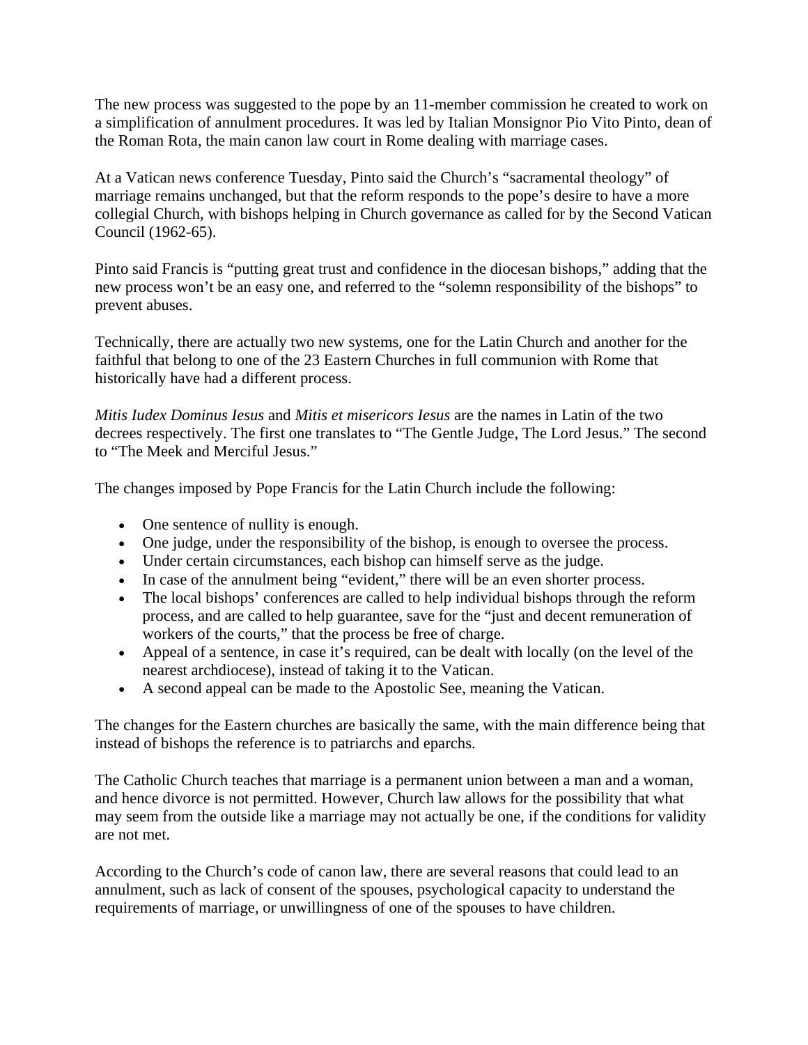The new process was suggested to the pope by an 11-member commission he created to work on a simplification of annulment procedures. It was led by Italian Monsignor Pio Vito Pinto, dean of the Roman Rota, the main canon law court in Rome dealing with marriage cases.

At a Vatican news conference Tuesday, Pinto said the Church's "sacramental theology" of marriage remains unchanged, but that the reform responds to the pope's desire to have a more collegial Church, with bishops helping in Church governance as called for by the Second Vatican Council (1962-65).

Pinto said Francis is "putting great trust and confidence in the diocesan bishops," adding that the new process won't be an easy one, and referred to the "solemn responsibility of the bishops" to prevent abuses.

Technically, there are actually two new systems, one for the Latin Church and another for the faithful that belong to one of the 23 Eastern Churches in full communion with Rome that historically have had a different process.

*Mitis Iudex Dominus Iesus* and *Mitis et misericors Iesus* are the names in Latin of the two decrees respectively. The first one translates to "The Gentle Judge, The Lord Jesus." The second to "The Meek and Merciful Jesus."

The changes imposed by Pope Francis for the Latin Church include the following:

- One sentence of nullity is enough.
- One judge, under the responsibility of the bishop, is enough to oversee the process.
- Under certain circumstances, each bishop can himself serve as the judge.
- In case of the annulment being "evident," there will be an even shorter process.
- The local bishops' conferences are called to help individual bishops through the reform process, and are called to help guarantee, save for the "just and decent remuneration of workers of the courts," that the process be free of charge.
- Appeal of a sentence, in case it's required, can be dealt with locally (on the level of the nearest archdiocese), instead of taking it to the Vatican.
- A second appeal can be made to the Apostolic See, meaning the Vatican.

The changes for the Eastern churches are basically the same, with the main difference being that instead of bishops the reference is to patriarchs and eparchs.

The Catholic Church teaches that marriage is a permanent union between a man and a woman, and hence divorce is not permitted. However, Church law allows for the possibility that what may seem from the outside like a marriage may not actually be one, if the conditions for validity are not met.

According to the Church's code of canon law, there are several reasons that could lead to an annulment, such as lack of consent of the spouses, psychological capacity to understand the requirements of marriage, or unwillingness of one of the spouses to have children.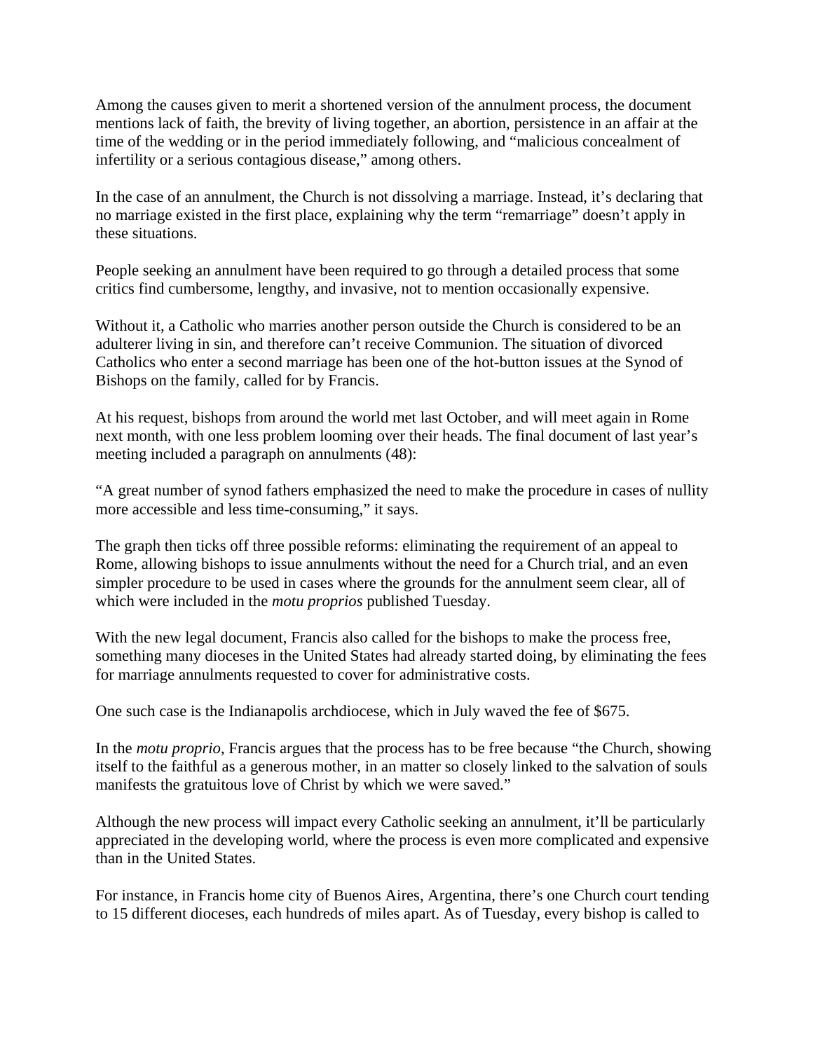Among the causes given to merit a shortened version of the annulment process, the document mentions lack of faith, the brevity of living together, an abortion, persistence in an affair at the time of the wedding or in the period immediately following, and "malicious concealment of infertility or a serious contagious disease," among others.

In the case of an annulment, the Church is not dissolving a marriage. Instead, it's declaring that no marriage existed in the first place, explaining why the term "remarriage" doesn't apply in these situations.

People seeking an annulment have been required to go through a detailed process that some critics find cumbersome, lengthy, and invasive, not to mention occasionally expensive.

Without it, a Catholic who marries another person outside the Church is considered to be an adulterer living in sin, and therefore can't receive Communion. The situation of divorced Catholics who enter a second marriage has been one of the hot-button issues at the Synod of Bishops on the family, called for by Francis.

At his request, bishops from around the world met last October, and will meet again in Rome next month, with one less problem looming over their heads. The final document of last year's meeting included a paragraph on annulments (48):

"A great number of synod fathers emphasized the need to make the procedure in cases of nullity more accessible and less time-consuming," it says.

The graph then ticks off three possible reforms: eliminating the requirement of an appeal to Rome, allowing bishops to issue annulments without the need for a Church trial, and an even simpler procedure to be used in cases where the grounds for the annulment seem clear, all of which were included in the *motu proprios* published Tuesday.

With the new legal document, Francis also called for the bishops to make the process free, something many dioceses in the United States had already started doing, by eliminating the fees for marriage annulments requested to cover for administrative costs.

One such case is the Indianapolis archdiocese, which in July waved the fee of $675.

In the *motu proprio*, Francis argues that the process has to be free because "the Church, showing itself to the faithful as a generous mother, in an matter so closely linked to the salvation of souls manifests the gratuitous love of Christ by which we were saved."

Although the new process will impact every Catholic seeking an annulment, it'll be particularly appreciated in the developing world, where the process is even more complicated and expensive than in the United States.

For instance, in Francis home city of Buenos Aires, Argentina, there's one Church court tending to 15 different dioceses, each hundreds of miles apart. As of Tuesday, every bishop is called to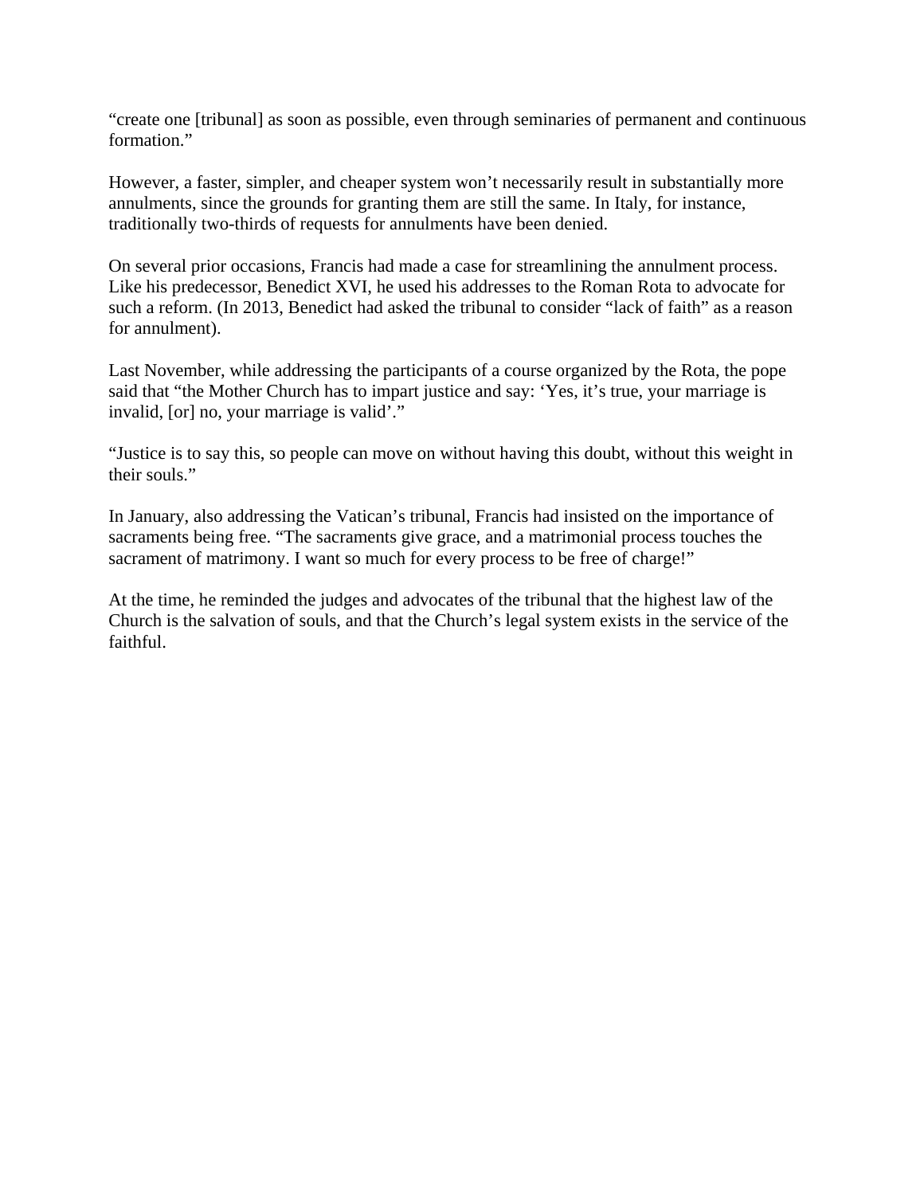"create one [tribunal] as soon as possible, even through seminaries of permanent and continuous formation."

However, a faster, simpler, and cheaper system won't necessarily result in substantially more annulments, since the grounds for granting them are still the same. In Italy, for instance, traditionally two-thirds of requests for annulments have been denied.

On several prior occasions, Francis had made a case for streamlining the annulment process. Like his predecessor, Benedict XVI, he used his addresses to the Roman Rota to advocate for such a reform. (In 2013, Benedict had asked the tribunal to consider "lack of faith" as a reason for annulment).

Last November, while addressing the participants of a course organized by the Rota, the pope said that "the Mother Church has to impart justice and say: 'Yes, it's true, your marriage is invalid, [or] no, your marriage is valid'."

"Justice is to say this, so people can move on without having this doubt, without this weight in their souls."

In January, also addressing the Vatican's tribunal, Francis had insisted on the importance of sacraments being free. "The sacraments give grace, and a matrimonial process touches the sacrament of matrimony. I want so much for every process to be free of charge!"

At the time, he reminded the judges and advocates of the tribunal that the highest law of the Church is the salvation of souls, and that the Church's legal system exists in the service of the faithful.